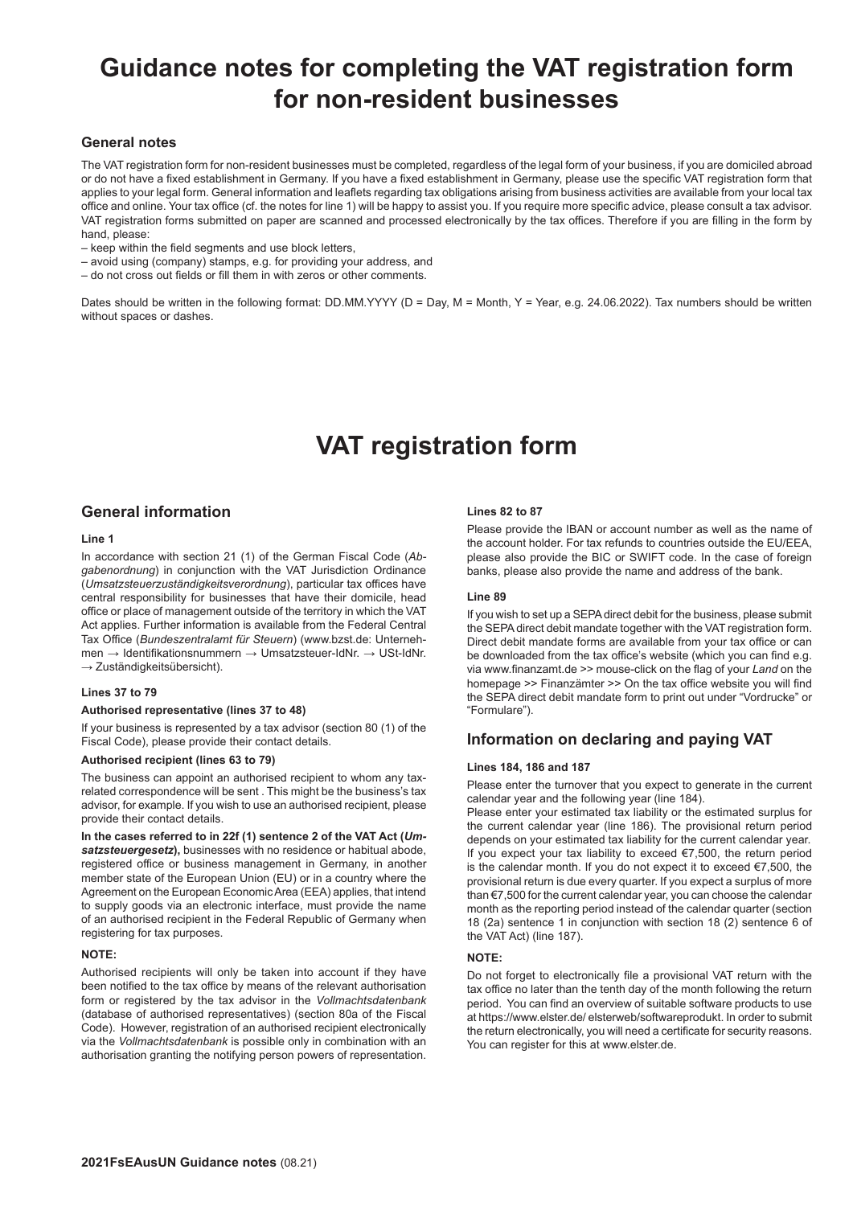# Guidance notes for completing the VAT registration form for non-resident businesses

### General notes

The VAT registration form for non-resident businesses must be completed, regardless of the legal form of your business, if you are domiciled abroad or do not have a fixed establishment in Germany. If you have a fixed establishment in Germany, please use the specific VAT registration form that applies to your legal form. General information and leaflets regarding tax obligations arising from business activities are available from your local tax office and online. Your tax office (cf. the notes for line 1) will be happy to assist you. If you require more specific advice, please consult a tax advisor. VAT registration forms submitted on paper are scanned and processed electronically by the tax offices. Therefore if you are filling in the form by hand, please:

– keep within the field segments and use block letters,
– avoid using (company) stamps, e.g. for providing your address, and
– do not cross out fields or fill them in with zeros or other comments.

Dates should be written in the following format: DD.MM.YYYY (D = Day, M = Month, Y = Year, e.g. 24.06.2022). Tax numbers should be written without spaces or dashes.

# VAT registration form

## General information

#### Line 1

In accordance with section 21 (1) of the German Fiscal Code (*Abgabenordnung*) in conjunction with the VAT Jurisdiction Ordinance (*Umsatzsteuerzuständigkeitsverordnung*), particular tax offices have central responsibility for businesses that have their domicile, head office or place of management outside of the territory in which the VAT Act applies. Further information is available from the Federal Central Tax Office (*Bundeszentralamt für Steuern*) (www.bzst.de: Unternehmen → Identifikationsnummern → Umsatzsteuer-IdNr. → USt-IdNr. → Zuständigkeitsübersicht).

#### Lines 37 to 79

**Authorised representative (lines 37 to 48)**

If your business is represented by a tax advisor (section 80 (1) of the Fiscal Code), please provide their contact details.

**Authorised recipient (lines 63 to 79)**

The business can appoint an authorised recipient to whom any tax-related correspondence will be sent . This might be the business's tax advisor, for example. If you wish to use an authorised recipient, please provide their contact details.

**In the cases referred to in 22f (1) sentence 2 of the VAT Act (*Umsatzsteuergesetz*),** businesses with no residence or habitual abode, registered office or business management in Germany, in another member state of the European Union (EU) or in a country where the Agreement on the European Economic Area (EEA) applies, that intend to supply goods via an electronic interface, must provide the name of an authorised recipient in the Federal Republic of Germany when registering for tax purposes.

**NOTE:**

Authorised recipients will only be taken into account if they have been notified to the tax office by means of the relevant authorisation form or registered by the tax advisor in the *Vollmachtsdatenbank* (database of authorised representatives) (section 80a of the Fiscal Code). However, registration of an authorised recipient electronically via the *Vollmachtsdatenbank* is possible only in combination with an authorisation granting the notifying person powers of representation.

#### Lines 82 to 87

Please provide the IBAN or account number as well as the name of the account holder. For tax refunds to countries outside the EU/EEA, please also provide the BIC or SWIFT code. In the case of foreign banks, please also provide the name and address of the bank.

#### Line 89

If you wish to set up a SEPA direct debit for the business, please submit the SEPA direct debit mandate together with the VAT registration form. Direct debit mandate forms are available from your tax office or can be downloaded from the tax office's website (which you can find e.g. via www.finanzamt.de >> mouse-click on the flag of your *Land* on the homepage >> Finanzämter >> On the tax office website you will find the SEPA direct debit mandate form to print out under "Vordrucke" or "Formulare").

## Information on declaring and paying VAT

#### Lines 184, 186 and 187

Please enter the turnover that you expect to generate in the current calendar year and the following year (line 184).
Please enter your estimated tax liability or the estimated surplus for the current calendar year (line 186). The provisional return period depends on your estimated tax liability for the current calendar year. If you expect your tax liability to exceed €7,500, the return period is the calendar month. If you do not expect it to exceed €7,500, the provisional return is due every quarter. If you expect a surplus of more than €7,500 for the current calendar year, you can choose the calendar month as the reporting period instead of the calendar quarter (section 18 (2a) sentence 1 in conjunction with section 18 (2) sentence 6 of the VAT Act) (line 187).

**NOTE:**

Do not forget to electronically file a provisional VAT return with the tax office no later than the tenth day of the month following the return period. You can find an overview of suitable software products to use at https://www.elster.de/ elsterweb/softwareprodukt. In order to submit the return electronically, you will need a certificate for security reasons. You can register for this at www.elster.de.

**2021FsEAusUN Guidance notes** (08.21)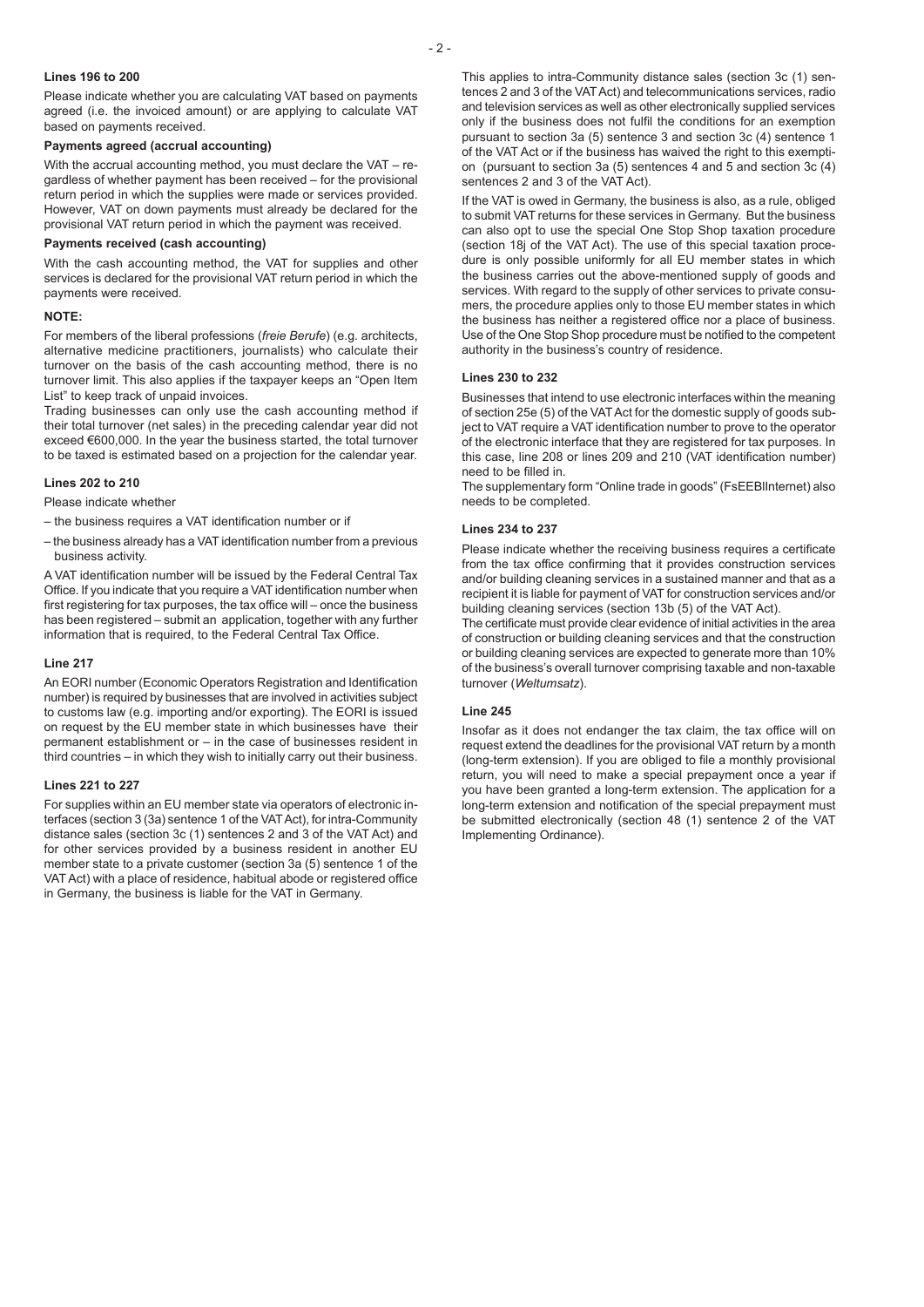**Lines 196 to 200**

Please indicate whether you are calculating VAT based on payments agreed (i.e. the invoiced amount) or are applying to calculate VAT based on payments received.

**Payments agreed (accrual accounting)**

With the accrual accounting method, you must declare the VAT – regardless of whether payment has been received – for the provisional return period in which the supplies were made or services provided. However, VAT on down payments must already be declared for the provisional VAT return period in which the payment was received.

**Payments received (cash accounting)**

With the cash accounting method, the VAT for supplies and other services is declared for the provisional VAT return period in which the payments were received.

**NOTE:**

For members of the liberal professions (*freie Berufe*) (e.g. architects, alternative medicine practitioners, journalists) who calculate their turnover on the basis of the cash accounting method, there is no turnover limit. This also applies if the taxpayer keeps an "Open Item List" to keep track of unpaid invoices.

Trading businesses can only use the cash accounting method if their total turnover (net sales) in the preceding calendar year did not exceed €600,000. In the year the business started, the total turnover to be taxed is estimated based on a projection for the calendar year.

**Lines 202 to 210**

Please indicate whether

– the business requires a VAT identification number or if

– the business already has a VAT identification number from a previous business activity.

A VAT identification number will be issued by the Federal Central Tax Office. If you indicate that you require a VAT identification number when first registering for tax purposes, the tax office will – once the business has been registered – submit an application, together with any further information that is required, to the Federal Central Tax Office.

**Line 217**

An EORI number (Economic Operators Registration and Identification number) is required by businesses that are involved in activities subject to customs law (e.g. importing and/or exporting). The EORI is issued on request by the EU member state in which businesses have their permanent establishment or – in the case of businesses resident in third countries – in which they wish to initially carry out their business.

**Lines 221 to 227**

For supplies within an EU member state via operators of electronic interfaces (section 3 (3a) sentence 1 of the VAT Act), for intra-Community distance sales (section 3c (1) sentences 2 and 3 of the VAT Act) and for other services provided by a business resident in another EU member state to a private customer (section 3a (5) sentence 1 of the VAT Act) with a place of residence, habitual abode or registered office in Germany, the business is liable for the VAT in Germany.

This applies to intra-Community distance sales (section 3c (1) sentences 2 and 3 of the VAT Act) and telecommunications services, radio and television services as well as other electronically supplied services only if the business does not fulfil the conditions for an exemption pursuant to section 3a (5) sentence 3 and section 3c (4) sentence 1 of the VAT Act or if the business has waived the right to this exemption (pursuant to section 3a (5) sentences 4 and 5 and section 3c (4) sentences 2 and 3 of the VAT Act).

If the VAT is owed in Germany, the business is also, as a rule, obliged to submit VAT returns for these services in Germany. But the business can also opt to use the special One Stop Shop taxation procedure (section 18j of the VAT Act). The use of this special taxation procedure is only possible uniformly for all EU member states in which the business carries out the above-mentioned supply of goods and services. With regard to the supply of other services to private consumers, the procedure applies only to those EU member states in which the business has neither a registered office nor a place of business. Use of the One Stop Shop procedure must be notified to the competent authority in the business's country of residence.

**Lines 230 to 232**

Businesses that intend to use electronic interfaces within the meaning of section 25e (5) of the VAT Act for the domestic supply of goods subject to VAT require a VAT identification number to prove to the operator of the electronic interface that they are registered for tax purposes. In this case, line 208 or lines 209 and 210 (VAT identification number) need to be filled in.

The supplementary form "Online trade in goods" (FsEEBlInternet) also needs to be completed.

**Lines 234 to 237**

Please indicate whether the receiving business requires a certificate from the tax office confirming that it provides construction services and/or building cleaning services in a sustained manner and that as a recipient it is liable for payment of VAT for construction services and/or building cleaning services (section 13b (5) of the VAT Act).

The certificate must provide clear evidence of initial activities in the area of construction or building cleaning services and that the construction or building cleaning services are expected to generate more than 10% of the business's overall turnover comprising taxable and non-taxable turnover (*Weltumsatz*).

**Line 245**

Insofar as it does not endanger the tax claim, the tax office will on request extend the deadlines for the provisional VAT return by a month (long-term extension). If you are obliged to file a monthly provisional return, you will need to make a special prepayment once a year if you have been granted a long-term extension. The application for a long-term extension and notification of the special prepayment must be submitted electronically (section 48 (1) sentence 2 of the VAT Implementing Ordinance).